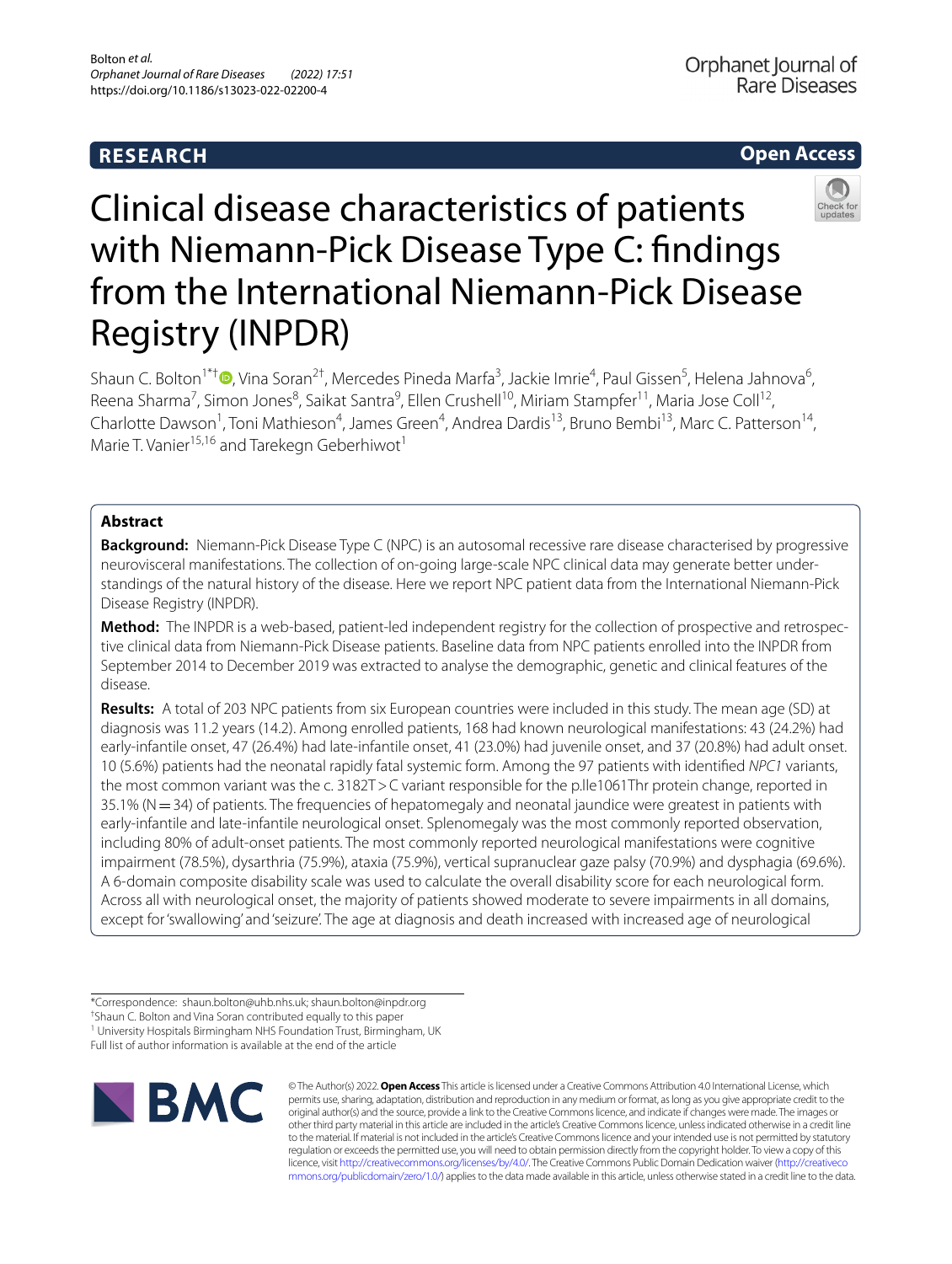RESEARCH

Open Access

# Clinical disease characteristics of patients with Niemann-Pick Disease Type C: findings from the International Niemann-Pick Disease Registry (INPDR)

Shaun C. Bolton[1*†], Vina Soran[2†], Mercedes Pineda Marfa[3], Jackie Imrie[4], Paul Gissen[5], Helena Jahnova[6], Reena Sharma[7], Simon Jones[8], Saikat Santra[9], Ellen Crushell[10], Miriam Stampfer[11], Maria Jose Coll[12], Charlotte Dawson[1], Toni Mathieson[4], James Green[4], Andrea Dardis[13], Bruno Bembi[13], Marc C. Patterson[14], Marie T. Vanier[15,16] and Tarekegn Geberhiwot[1]

## Abstract

**Background:** Niemann-Pick Disease Type C (NPC) is an autosomal recessive rare disease characterised by progressive neurovisceral manifestations. The collection of on-going large-scale NPC clinical data may generate better understandings of the natural history of the disease. Here we report NPC patient data from the International Niemann-Pick Disease Registry (INPDR).

**Method:** The INPDR is a web-based, patient-led independent registry for the collection of prospective and retrospective clinical data from Niemann-Pick Disease patients. Baseline data from NPC patients enrolled into the INPDR from September 2014 to December 2019 was extracted to analyse the demographic, genetic and clinical features of the disease.

**Results:** A total of 203 NPC patients from six European countries were included in this study. The mean age (SD) at diagnosis was 11.2 years (14.2). Among enrolled patients, 168 had known neurological manifestations: 43 (24.2%) had early-infantile onset, 47 (26.4%) had late-infantile onset, 41 (23.0%) had juvenile onset, and 37 (20.8%) had adult onset. 10 (5.6%) patients had the neonatal rapidly fatal systemic form. Among the 97 patients with identified *NPC1* variants, the most common variant was the c. 3182T > C variant responsible for the p.Ile1061Thr protein change, reported in 35.1% (N = 34) of patients. The frequencies of hepatomegaly and neonatal jaundice were greatest in patients with early-infantile and late-infantile neurological onset. Splenomegaly was the most commonly reported observation, including 80% of adult-onset patients. The most commonly reported neurological manifestations were cognitive impairment (78.5%), dysarthria (75.9%), ataxia (75.9%), vertical supranuclear gaze palsy (70.9%) and dysphagia (69.6%). A 6-domain composite disability scale was used to calculate the overall disability score for each neurological form. Across all with neurological onset, the majority of patients showed moderate to severe impairments in all domains, except for 'swallowing' and 'seizure'. The age at diagnosis and death increased with increased age of neurological

*Correspondence: shaun.bolton@uhb.nhs.uk; shaun.bolton@inpdr.org

†Shaun C. Bolton and Vina Soran contributed equally to this paper

[1] University Hospitals Birmingham NHS Foundation Trust, Birmingham, UK

Full list of author information is available at the end of the article

© The Author(s) 2022. **Open Access** This article is licensed under a Creative Commons Attribution 4.0 International License, which permits use, sharing, adaptation, distribution and reproduction in any medium or format, as long as you give appropriate credit to the original author(s) and the source, provide a link to the Creative Commons licence, and indicate if changes were made. The images or other third party material in this article are included in the article's Creative Commons licence, unless indicated otherwise in a credit line to the material. If material is not included in the article's Creative Commons licence and your intended use is not permitted by statutory regulation or exceeds the permitted use, you will need to obtain permission directly from the copyright holder. To view a copy of this licence, visit http://creativecommons.org/licenses/by/4.0/. The Creative Commons Public Domain Dedication waiver (http://creativecommons.org/publicdomain/zero/1.0/) applies to the data made available in this article, unless otherwise stated in a credit line to the data.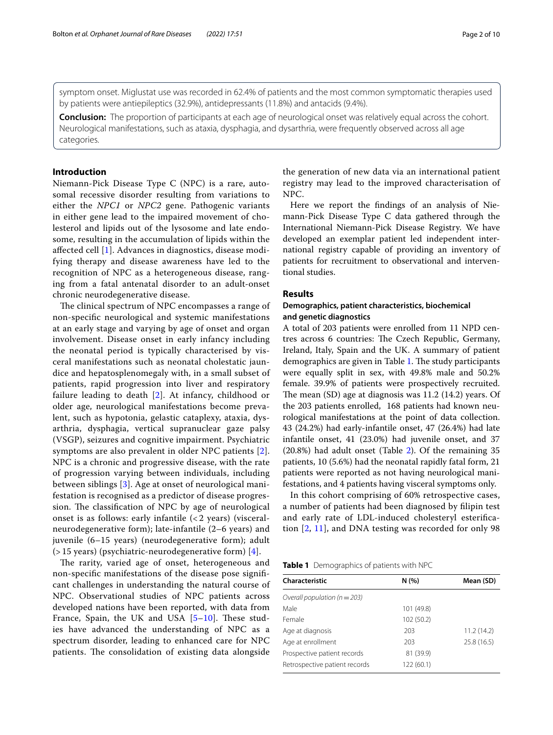symptom onset. Miglustat use was recorded in 62.4% of patients and the most common symptomatic therapies used by patients were antiepileptics (32.9%), antidepressants (11.8%) and antacids (9.4%).

**Conclusion:** The proportion of participants at each age of neurological onset was relatively equal across the cohort. Neurological manifestations, such as ataxia, dysphagia, and dysarthria, were frequently observed across all age categories.

## Introduction

Niemann-Pick Disease Type C (NPC) is a rare, autosomal recessive disorder resulting from variations to either the *NPC1* or *NPC2* gene. Pathogenic variants in either gene lead to the impaired movement of cholesterol and lipids out of the lysosome and late endosome, resulting in the accumulation of lipids within the affected cell [1]. Advances in diagnostics, disease modifying therapy and disease awareness have led to the recognition of NPC as a heterogeneous disease, ranging from a fatal antenatal disorder to an adult-onset chronic neurodegenerative disease.

The clinical spectrum of NPC encompasses a range of non-specific neurological and systemic manifestations at an early stage and varying by age of onset and organ involvement. Disease onset in early infancy including the neonatal period is typically characterised by visceral manifestations such as neonatal cholestatic jaundice and hepatosplenomegaly with, in a small subset of patients, rapid progression into liver and respiratory failure leading to death [2]. At infancy, childhood or older age, neurological manifestations become prevalent, such as hypotonia, gelastic cataplexy, ataxia, dysarthria, dysphagia, vertical supranuclear gaze palsy (VSGP), seizures and cognitive impairment. Psychiatric symptoms are also prevalent in older NPC patients [2]. NPC is a chronic and progressive disease, with the rate of progression varying between individuals, including between siblings [3]. Age at onset of neurological manifestation is recognised as a predictor of disease progression. The classification of NPC by age of neurological onset is as follows: early infantile (< 2 years) (visceral-neurodegenerative form); late-infantile (2–6 years) and juvenile (6–15 years) (neurodegenerative form); adult (> 15 years) (psychiatric-neurodegenerative form) [4].

The rarity, varied age of onset, heterogeneous and non-specific manifestations of the disease pose significant challenges in understanding the natural course of NPC. Observational studies of NPC patients across developed nations have been reported, with data from France, Spain, the UK and USA [5–10]. These studies have advanced the understanding of NPC as a spectrum disorder, leading to enhanced care for NPC patients. The consolidation of existing data alongside the generation of new data via an international patient registry may lead to the improved characterisation of NPC.

Here we report the findings of an analysis of Niemann-Pick Disease Type C data gathered through the International Niemann-Pick Disease Registry. We have developed an exemplar patient led independent international registry capable of providing an inventory of patients for recruitment to observational and interventional studies.

## Results

### Demographics, patient characteristics, biochemical and genetic diagnostics

A total of 203 patients were enrolled from 11 NPD centres across 6 countries: The Czech Republic, Germany, Ireland, Italy, Spain and the UK. A summary of patient demographics are given in Table 1. The study participants were equally split in sex, with 49.8% male and 50.2% female. 39.9% of patients were prospectively recruited. The mean (SD) age at diagnosis was 11.2 (14.2) years. Of the 203 patients enrolled, 168 patients had known neurological manifestations at the point of data collection. 43 (24.2%) had early-infantile onset, 47 (26.4%) had late infantile onset, 41 (23.0%) had juvenile onset, and 37 (20.8%) had adult onset (Table 2). Of the remaining 35 patients, 10 (5.6%) had the neonatal rapidly fatal form, 21 patients were reported as not having neurological manifestations, and 4 patients having visceral symptoms only.

In this cohort comprising of 60% retrospective cases, a number of patients had been diagnosed by filipin test and early rate of LDL-induced cholesteryl esterification [2, 11], and DNA testing was recorded for only 98

**Table 1** Demographics of patients with NPC

| Characteristic | N (%) | Mean (SD) |
|---|---|---|
| *Overall population (n = 203)* | | |
| Male | 101 (49.8) | |
| Female | 102 (50.2) | |
| Age at diagnosis | 203 | 11.2 (14.2) |
| Age at enrollment | 203 | 25.8 (16.5) |
| Prospective patient records | 81 (39.9) | |
| Retrospective patient records | 122 (60.1) | |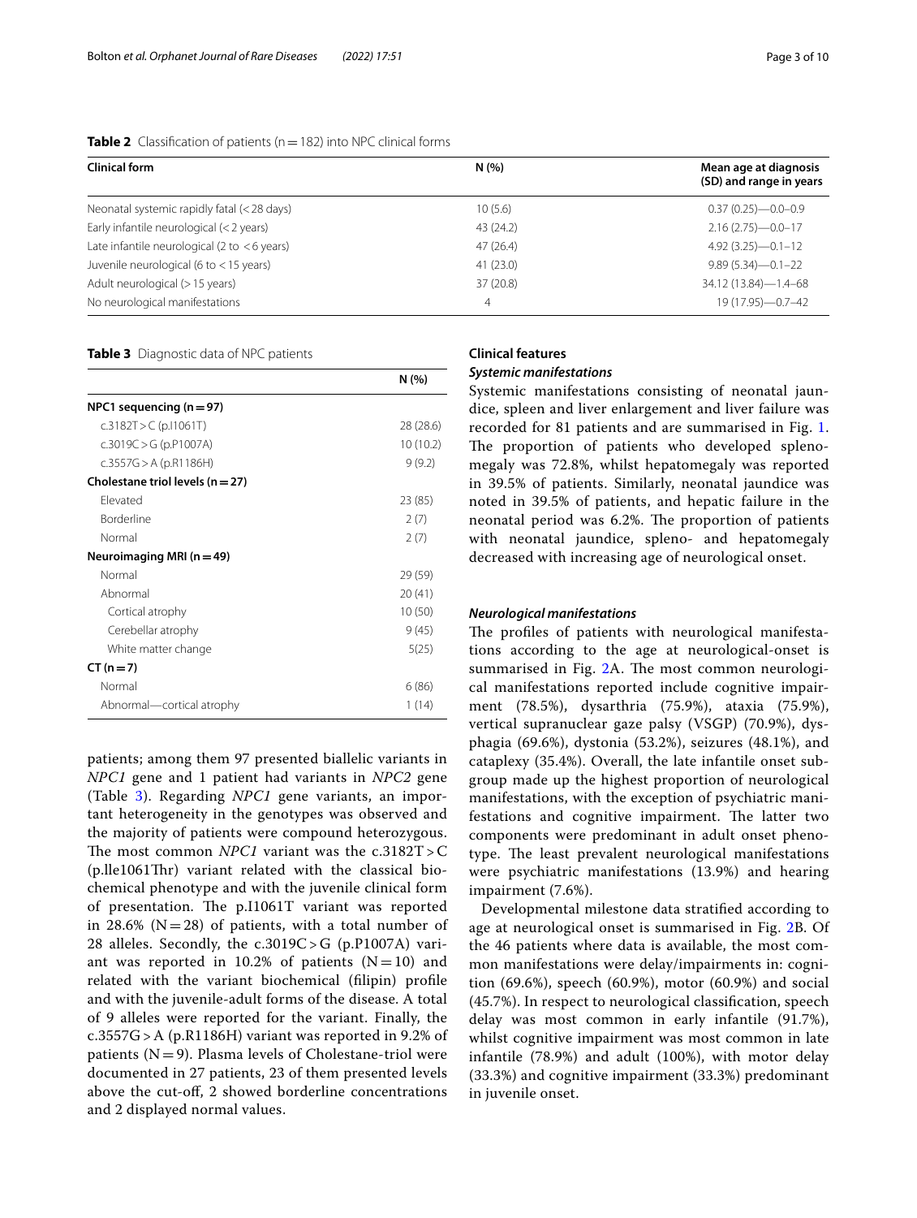**Table 2** Classification of patients (n = 182) into NPC clinical forms

| Clinical form | N (%) | Mean age at diagnosis (SD) and range in years |
|---|---|---|
| Neonatal systemic rapidly fatal (<28 days) | 10 (5.6) | 0.37 (0.25)—0.0–0.9 |
| Early infantile neurological (<2 years) | 43 (24.2) | 2.16 (2.75)—0.0–17 |
| Late infantile neurological (2 to <6 years) | 47 (26.4) | 4.92 (3.25)—0.1–12 |
| Juvenile neurological (6 to <15 years) | 41 (23.0) | 9.89 (5.34)—0.1–22 |
| Adult neurological (>15 years) | 37 (20.8) | 34.12 (13.84)—1.4–68 |
| No neurological manifestations | 4 | 19 (17.95)—0.7–42 |

**Table 3** Diagnostic data of NPC patients

| | N (%) |
|---|---|
| **NPC1 sequencing (n = 97)** | |
| c.3182T > C (p.I1061T) | 28 (28.6) |
| c.3019C > G (p.P1007A) | 10 (10.2) |
| c.3557G > A (p.R1186H) | 9 (9.2) |
| **Cholestane triol levels (n = 27)** | |
| Elevated | 23 (85) |
| Borderline | 2 (7) |
| Normal | 2 (7) |
| **Neuroimaging MRI (n = 49)** | |
| Normal | 29 (59) |
| Abnormal | 20 (41) |
| Cortical atrophy | 10 (50) |
| Cerebellar atrophy | 9 (45) |
| White matter change | 5(25) |
| **CT (n = 7)** | |
| Normal | 6 (86) |
| Abnormal—cortical atrophy | 1 (14) |

patients; among them 97 presented biallelic variants in *NPC1* gene and 1 patient had variants in *NPC2* gene (Table 3). Regarding *NPC1* gene variants, an important heterogeneity in the genotypes was observed and the majority of patients were compound heterozygous. The most common *NPC1* variant was the c.3182T > C (p.Ile1061Thr) variant related with the classical biochemical phenotype and with the juvenile clinical form of presentation. The p.I1061T variant was reported in 28.6% (N = 28) of patients, with a total number of 28 alleles. Secondly, the c.3019C > G (p.P1007A) variant was reported in 10.2% of patients (N = 10) and related with the variant biochemical (filipin) profile and with the juvenile-adult forms of the disease. A total of 9 alleles were reported for the variant. Finally, the c.3557G > A (p.R1186H) variant was reported in 9.2% of patients (N = 9). Plasma levels of Cholestane-triol were documented in 27 patients, 23 of them presented levels above the cut-off, 2 showed borderline concentrations and 2 displayed normal values.

## Clinical features

### *Systemic manifestations*

Systemic manifestations consisting of neonatal jaundice, spleen and liver enlargement and liver failure was recorded for 81 patients and are summarised in Fig. 1. The proportion of patients who developed splenomegaly was 72.8%, whilst hepatomegaly was reported in 39.5% of patients. Similarly, neonatal jaundice was noted in 39.5% of patients, and hepatic failure in the neonatal period was 6.2%. The proportion of patients with neonatal jaundice, spleno- and hepatomegaly decreased with increasing age of neurological onset.

### *Neurological manifestations*

The profiles of patients with neurological manifestations according to the age at neurological-onset is summarised in Fig. 2A. The most common neurological manifestations reported include cognitive impairment (78.5%), dysarthria (75.9%), ataxia (75.9%), vertical supranuclear gaze palsy (VSGP) (70.9%), dysphagia (69.6%), dystonia (53.2%), seizures (48.1%), and cataplexy (35.4%). Overall, the late infantile onset subgroup made up the highest proportion of neurological manifestations, with the exception of psychiatric manifestations and cognitive impairment. The latter two components were predominant in adult onset phenotype. The least prevalent neurological manifestations were psychiatric manifestations (13.9%) and hearing impairment (7.6%).

Developmental milestone data stratified according to age at neurological onset is summarised in Fig. 2B. Of the 46 patients where data is available, the most common manifestations were delay/impairments in: cognition (69.6%), speech (60.9%), motor (60.9%) and social (45.7%). In respect to neurological classification, speech delay was most common in early infantile (91.7%), whilst cognitive impairment was most common in late infantile (78.9%) and adult (100%), with motor delay (33.3%) and cognitive impairment (33.3%) predominant in juvenile onset.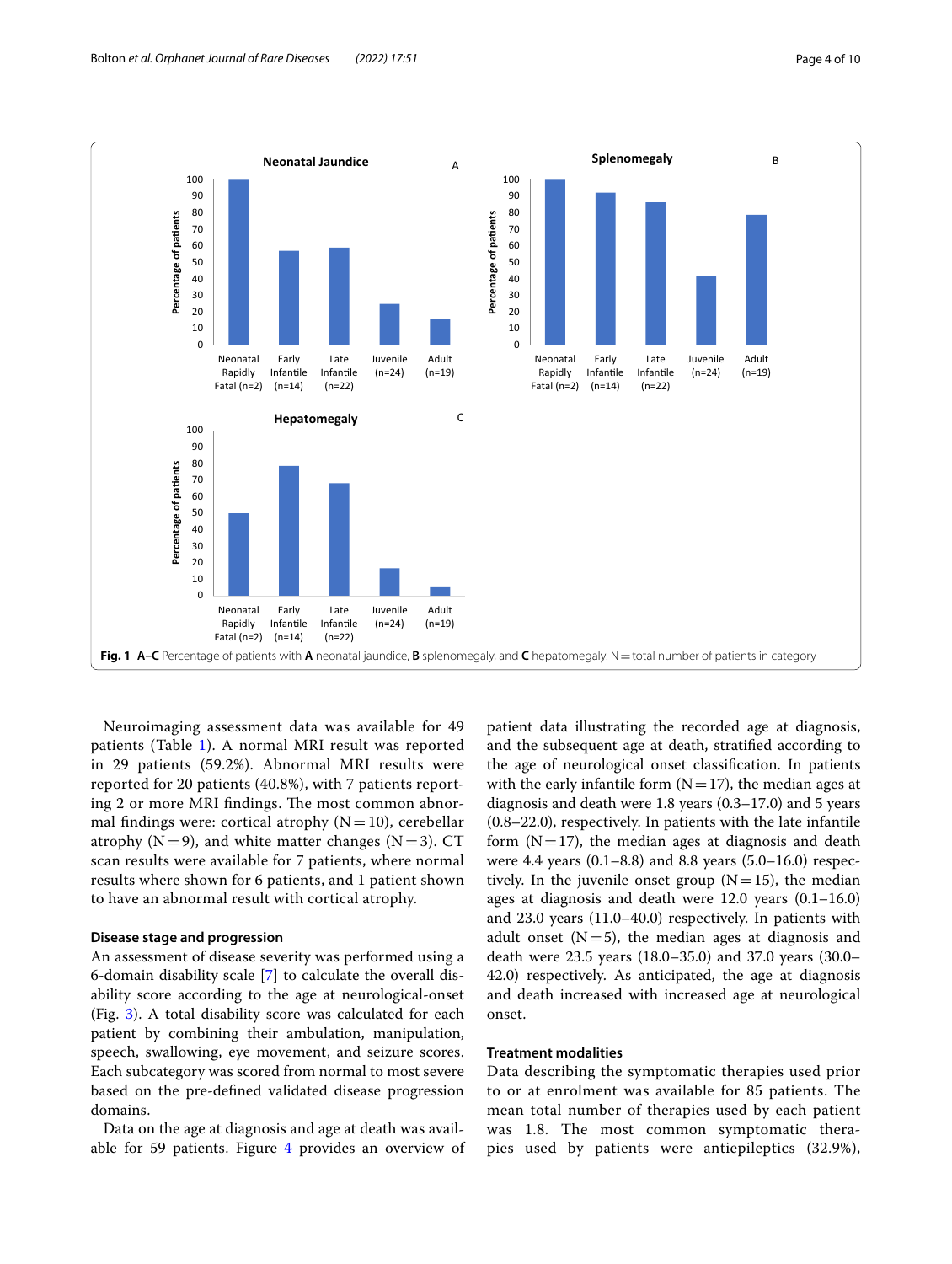Fig. 1 A–C Percentage of patients with **A** neonatal jaundice, **B** splenomegaly, and **C** hepatomegaly. N = total number of patients in category

Neuroimaging assessment data was available for 49 patients (Table 1). A normal MRI result was reported in 29 patients (59.2%). Abnormal MRI results were reported for 20 patients (40.8%), with 7 patients reporting 2 or more MRI findings. The most common abnormal findings were: cortical atrophy (N = 10), cerebellar atrophy (N = 9), and white matter changes (N = 3). CT scan results were available for 7 patients, where normal results where shown for 6 patients, and 1 patient shown to have an abnormal result with cortical atrophy.

### Disease stage and progression

An assessment of disease severity was performed using a 6-domain disability scale [7] to calculate the overall disability score according to the age at neurological-onset (Fig. 3). A total disability score was calculated for each patient by combining their ambulation, manipulation, speech, swallowing, eye movement, and seizure scores. Each subcategory was scored from normal to most severe based on the pre-defined validated disease progression domains.

Data on the age at diagnosis and age at death was available for 59 patients. Figure 4 provides an overview of patient data illustrating the recorded age at diagnosis, and the subsequent age at death, stratified according to the age of neurological onset classification. In patients with the early infantile form (N = 17), the median ages at diagnosis and death were 1.8 years (0.3–17.0) and 5 years (0.8–22.0), respectively. In patients with the late infantile form (N = 17), the median ages at diagnosis and death were 4.4 years (0.1–8.8) and 8.8 years (5.0–16.0) respectively. In the juvenile onset group (N = 15), the median ages at diagnosis and death were 12.0 years (0.1–16.0) and 23.0 years (11.0–40.0) respectively. In patients with adult onset (N = 5), the median ages at diagnosis and death were 23.5 years (18.0–35.0) and 37.0 years (30.0–42.0) respectively. As anticipated, the age at diagnosis and death increased with increased age at neurological onset.

### Treatment modalities

Data describing the symptomatic therapies used prior to or at enrolment was available for 85 patients. The mean total number of therapies used by each patient was 1.8. The most common symptomatic therapies used by patients were antiepileptics (32.9%),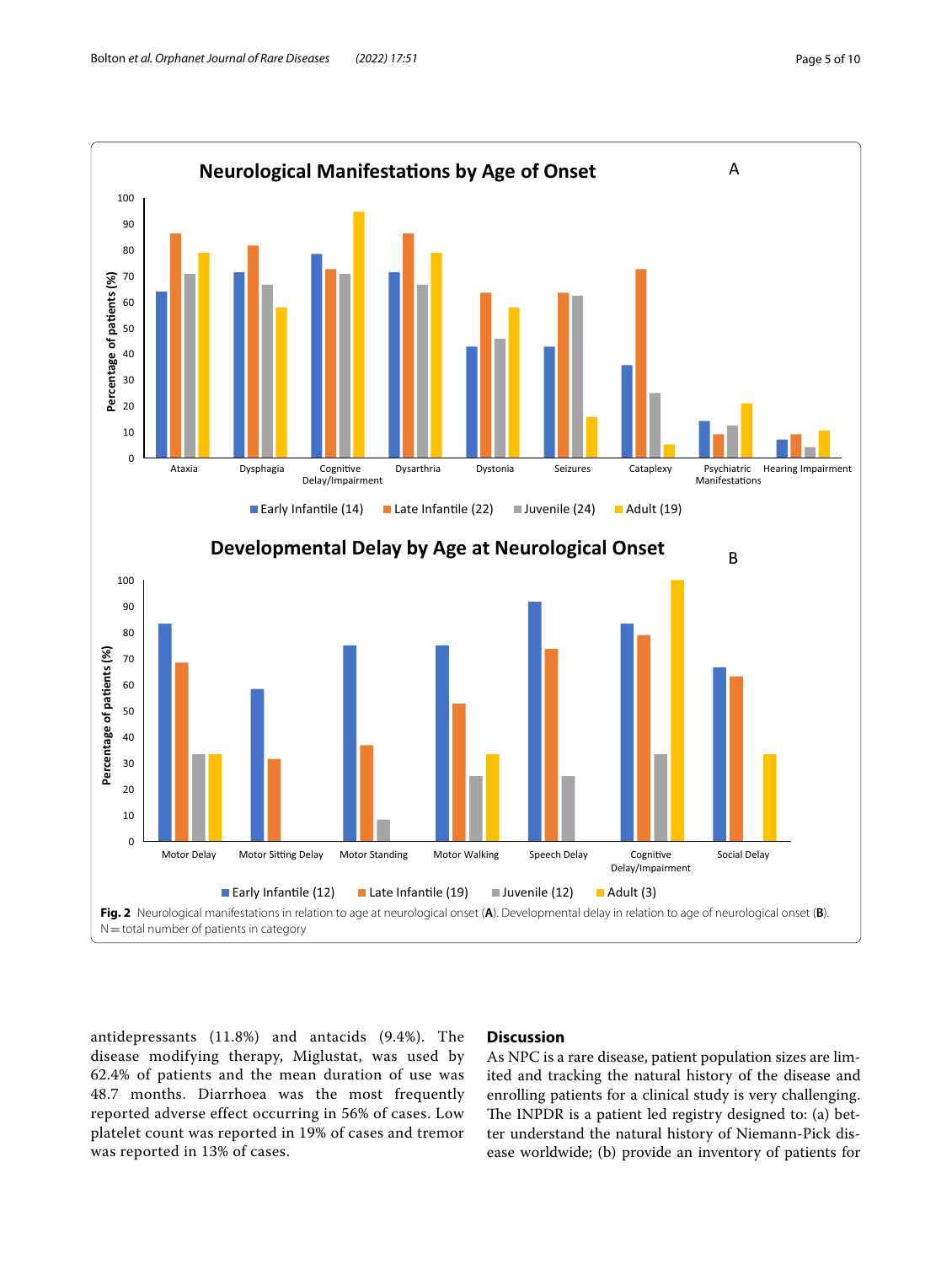**Fig. 2** Neurological manifestations in relation to age at neurological onset (**A**). Developmental delay in relation to age of neurological onset (**B**). N = total number of patients in category

antidepressants (11.8%) and antacids (9.4%). The disease modifying therapy, Miglustat, was used by 62.4% of patients and the mean duration of use was 48.7 months. Diarrhoea was the most frequently reported adverse effect occurring in 56% of cases. Low platelet count was reported in 19% of cases and tremor was reported in 13% of cases.

## Discussion

As NPC is a rare disease, patient population sizes are limited and tracking the natural history of the disease and enrolling patients for a clinical study is very challenging. The INPDR is a patient led registry designed to: (a) better understand the natural history of Niemann-Pick disease worldwide; (b) provide an inventory of patients for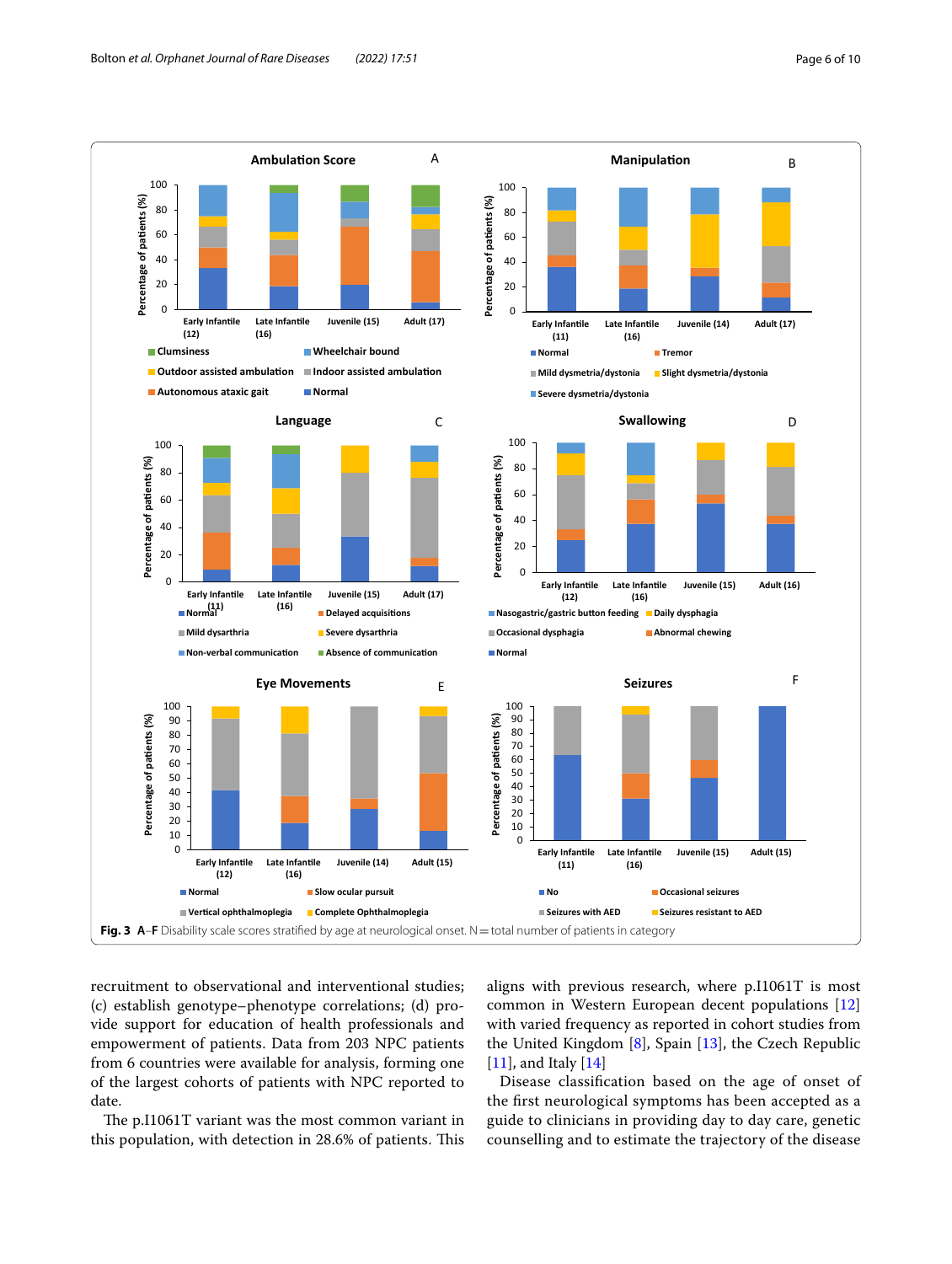**Fig. 3 A–F** Disability scale scores stratified by age at neurological onset. N = total number of patients in category

recruitment to observational and interventional studies; (c) establish genotype–phenotype correlations; (d) provide support for education of health professionals and empowerment of patients. Data from 203 NPC patients from 6 countries were available for analysis, forming one of the largest cohorts of patients with NPC reported to date.

The p.I1061T variant was the most common variant in this population, with detection in 28.6% of patients. This aligns with previous research, where p.I1061T is most common in Western European decent populations [12] with varied frequency as reported in cohort studies from the United Kingdom [8], Spain [13], the Czech Republic [11], and Italy [14]

Disease classification based on the age of onset of the first neurological symptoms has been accepted as a guide to clinicians in providing day to day care, genetic counselling and to estimate the trajectory of the disease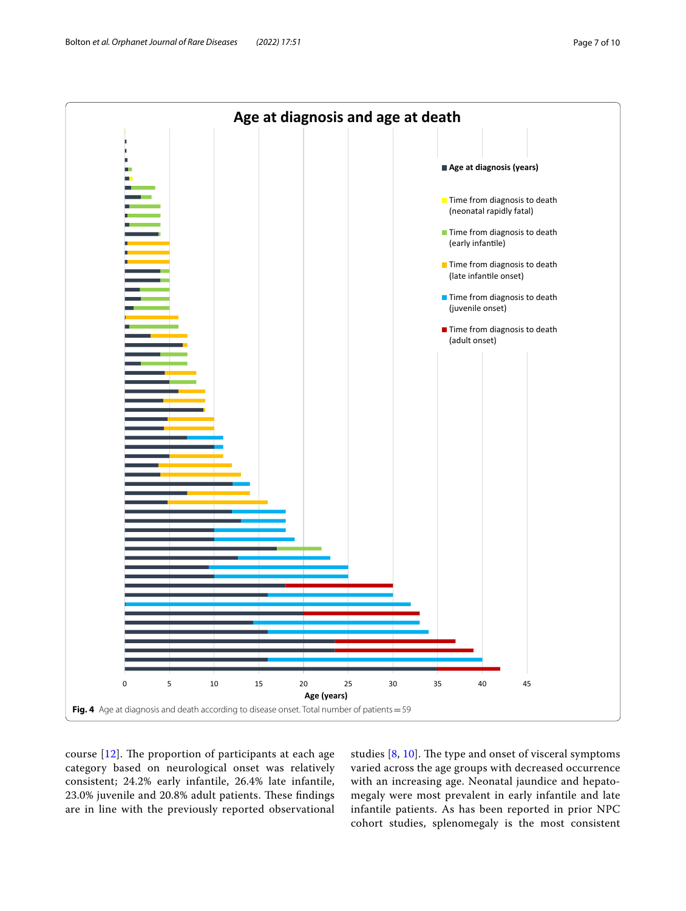Fig. 4 Age at diagnosis and death according to disease onset. Total number of patients = 59

course [12]. The proportion of participants at each age category based on neurological onset was relatively consistent; 24.2% early infantile, 26.4% late infantile, 23.0% juvenile and 20.8% adult patients. These findings are in line with the previously reported observational studies [8, 10]. The type and onset of visceral symptoms varied across the age groups with decreased occurrence with an increasing age. Neonatal jaundice and hepatomegaly were most prevalent in early infantile and late infantile patients. As has been reported in prior NPC cohort studies, splenomegaly is the most consistent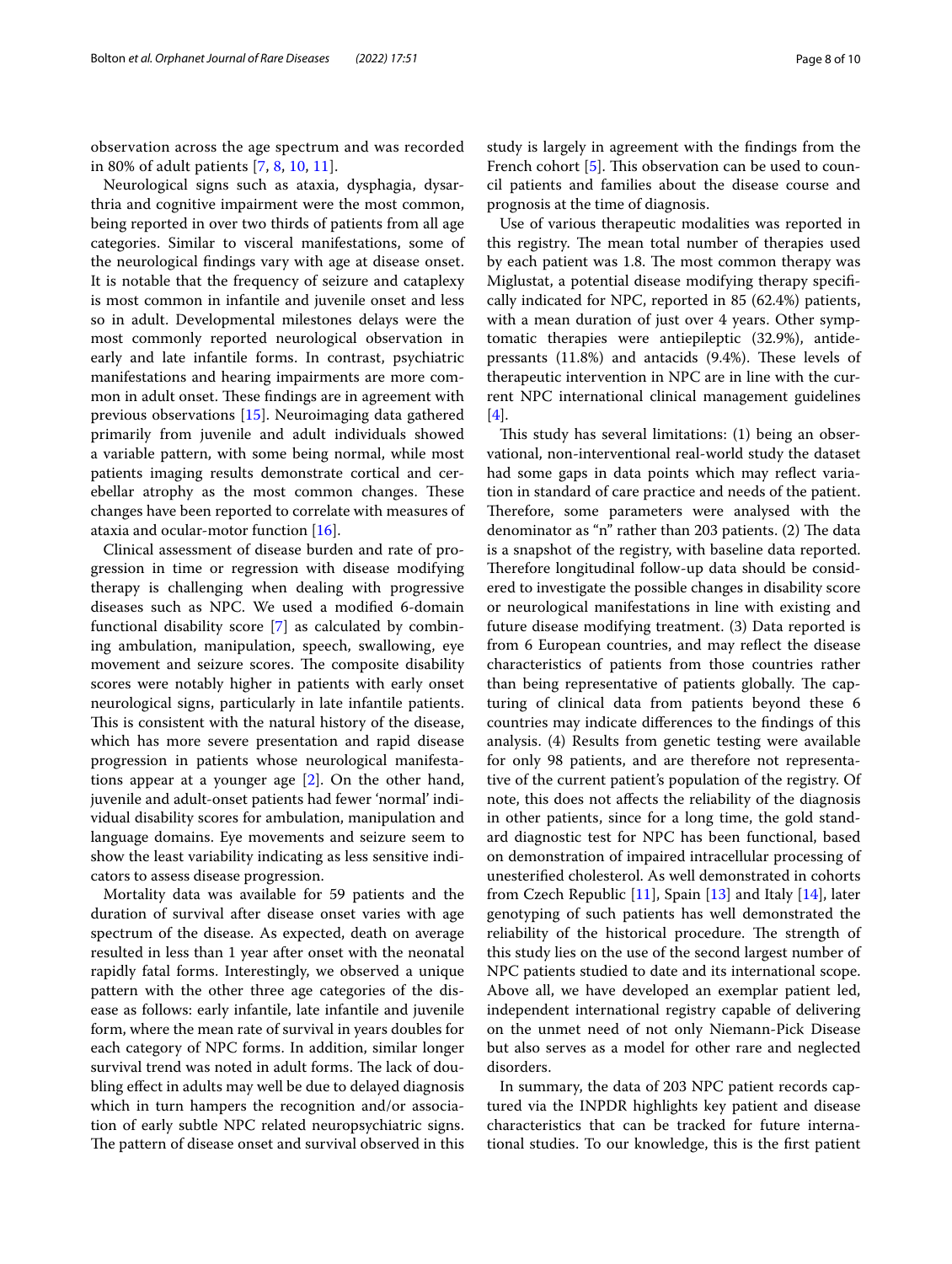observation across the age spectrum and was recorded in 80% of adult patients [7, 8, 10, 11].

Neurological signs such as ataxia, dysphagia, dysarthria and cognitive impairment were the most common, being reported in over two thirds of patients from all age categories. Similar to visceral manifestations, some of the neurological findings vary with age at disease onset. It is notable that the frequency of seizure and cataplexy is most common in infantile and juvenile onset and less so in adult. Developmental milestones delays were the most commonly reported neurological observation in early and late infantile forms. In contrast, psychiatric manifestations and hearing impairments are more common in adult onset. These findings are in agreement with previous observations [15]. Neuroimaging data gathered primarily from juvenile and adult individuals showed a variable pattern, with some being normal, while most patients imaging results demonstrate cortical and cerebellar atrophy as the most common changes. These changes have been reported to correlate with measures of ataxia and ocular-motor function [16].

Clinical assessment of disease burden and rate of progression in time or regression with disease modifying therapy is challenging when dealing with progressive diseases such as NPC. We used a modified 6-domain functional disability score [7] as calculated by combining ambulation, manipulation, speech, swallowing, eye movement and seizure scores. The composite disability scores were notably higher in patients with early onset neurological signs, particularly in late infantile patients. This is consistent with the natural history of the disease, which has more severe presentation and rapid disease progression in patients whose neurological manifestations appear at a younger age [2]. On the other hand, juvenile and adult-onset patients had fewer 'normal' individual disability scores for ambulation, manipulation and language domains. Eye movements and seizure seem to show the least variability indicating as less sensitive indicators to assess disease progression.

Mortality data was available for 59 patients and the duration of survival after disease onset varies with age spectrum of the disease. As expected, death on average resulted in less than 1 year after onset with the neonatal rapidly fatal forms. Interestingly, we observed a unique pattern with the other three age categories of the disease as follows: early infantile, late infantile and juvenile form, where the mean rate of survival in years doubles for each category of NPC forms. In addition, similar longer survival trend was noted in adult forms. The lack of doubling effect in adults may well be due to delayed diagnosis which in turn hampers the recognition and/or association of early subtle NPC related neuropsychiatric signs. The pattern of disease onset and survival observed in this study is largely in agreement with the findings from the French cohort [5]. This observation can be used to council patients and families about the disease course and prognosis at the time of diagnosis.

Use of various therapeutic modalities was reported in this registry. The mean total number of therapies used by each patient was 1.8. The most common therapy was Miglustat, a potential disease modifying therapy specifically indicated for NPC, reported in 85 (62.4%) patients, with a mean duration of just over 4 years. Other symptomatic therapies were antiepileptic (32.9%), antidepressants (11.8%) and antacids (9.4%). These levels of therapeutic intervention in NPC are in line with the current NPC international clinical management guidelines [4].

This study has several limitations: (1) being an observational, non-interventional real-world study the dataset had some gaps in data points which may reflect variation in standard of care practice and needs of the patient. Therefore, some parameters were analysed with the denominator as "n" rather than 203 patients. (2) The data is a snapshot of the registry, with baseline data reported. Therefore longitudinal follow-up data should be considered to investigate the possible changes in disability score or neurological manifestations in line with existing and future disease modifying treatment. (3) Data reported is from 6 European countries, and may reflect the disease characteristics of patients from those countries rather than being representative of patients globally. The capturing of clinical data from patients beyond these 6 countries may indicate differences to the findings of this analysis. (4) Results from genetic testing were available for only 98 patients, and are therefore not representative of the current patient's population of the registry. Of note, this does not affects the reliability of the diagnosis in other patients, since for a long time, the gold standard diagnostic test for NPC has been functional, based on demonstration of impaired intracellular processing of unesterified cholesterol. As well demonstrated in cohorts from Czech Republic [11], Spain [13] and Italy [14], later genotyping of such patients has well demonstrated the reliability of the historical procedure. The strength of this study lies on the use of the second largest number of NPC patients studied to date and its international scope. Above all, we have developed an exemplar patient led, independent international registry capable of delivering on the unmet need of not only Niemann-Pick Disease but also serves as a model for other rare and neglected disorders.

In summary, the data of 203 NPC patient records captured via the INPDR highlights key patient and disease characteristics that can be tracked for future international studies. To our knowledge, this is the first patient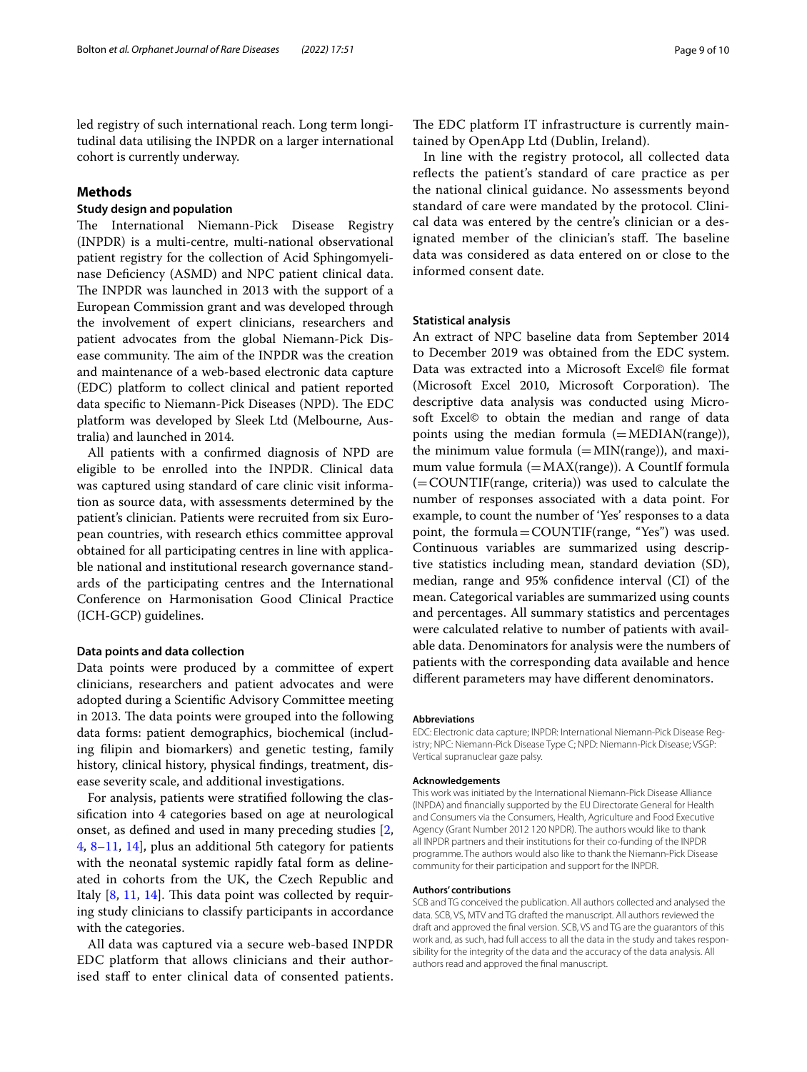led registry of such international reach. Long term longitudinal data utilising the INPDR on a larger international cohort is currently underway.

## Methods

### Study design and population

The International Niemann-Pick Disease Registry (INPDR) is a multi-centre, multi-national observational patient registry for the collection of Acid Sphingomyelinase Deficiency (ASMD) and NPC patient clinical data. The INPDR was launched in 2013 with the support of a European Commission grant and was developed through the involvement of expert clinicians, researchers and patient advocates from the global Niemann-Pick Disease community. The aim of the INPDR was the creation and maintenance of a web-based electronic data capture (EDC) platform to collect clinical and patient reported data specific to Niemann-Pick Diseases (NPD). The EDC platform was developed by Sleek Ltd (Melbourne, Australia) and launched in 2014.

All patients with a confirmed diagnosis of NPD are eligible to be enrolled into the INPDR. Clinical data was captured using standard of care clinic visit information as source data, with assessments determined by the patient's clinician. Patients were recruited from six European countries, with research ethics committee approval obtained for all participating centres in line with applicable national and institutional research governance standards of the participating centres and the International Conference on Harmonisation Good Clinical Practice (ICH-GCP) guidelines.

### Data points and data collection

Data points were produced by a committee of expert clinicians, researchers and patient advocates and were adopted during a Scientific Advisory Committee meeting in 2013. The data points were grouped into the following data forms: patient demographics, biochemical (including filipin and biomarkers) and genetic testing, family history, clinical history, physical findings, treatment, disease severity scale, and additional investigations.

For analysis, patients were stratified following the classification into 4 categories based on age at neurological onset, as defined and used in many preceding studies [2, 4, 8–11, 14], plus an additional 5th category for patients with the neonatal systemic rapidly fatal form as delineated in cohorts from the UK, the Czech Republic and Italy [8, 11, 14]. This data point was collected by requiring study clinicians to classify participants in accordance with the categories.

All data was captured via a secure web-based INPDR EDC platform that allows clinicians and their authorised staff to enter clinical data of consented patients. The EDC platform IT infrastructure is currently maintained by OpenApp Ltd (Dublin, Ireland).

In line with the registry protocol, all collected data reflects the patient's standard of care practice as per the national clinical guidance. No assessments beyond standard of care were mandated by the protocol. Clinical data was entered by the centre's clinician or a designated member of the clinician's staff. The baseline data was considered as data entered on or close to the informed consent date.

### Statistical analysis

An extract of NPC baseline data from September 2014 to December 2019 was obtained from the EDC system. Data was extracted into a Microsoft Excel© file format (Microsoft Excel 2010, Microsoft Corporation). The descriptive data analysis was conducted using Microsoft Excel© to obtain the median and range of data points using the median formula (=MEDIAN(range)), the minimum value formula (=MIN(range)), and maximum value formula (=MAX(range)). A CountIf formula (=COUNTIF(range, criteria)) was used to calculate the number of responses associated with a data point. For example, to count the number of 'Yes' responses to a data point, the formula=COUNTIF(range, "Yes") was used. Continuous variables are summarized using descriptive statistics including mean, standard deviation (SD), median, range and 95% confidence interval (CI) of the mean. Categorical variables are summarized using counts and percentages. All summary statistics and percentages were calculated relative to number of patients with available data. Denominators for analysis were the numbers of patients with the corresponding data available and hence different parameters may have different denominators.

#### Abbreviations

EDC: Electronic data capture; INPDR: International Niemann-Pick Disease Registry; NPC: Niemann-Pick Disease Type C; NPD: Niemann-Pick Disease; VSGP: Vertical supranuclear gaze palsy.

#### Acknowledgements

This work was initiated by the International Niemann-Pick Disease Alliance (INPDA) and financially supported by the EU Directorate General for Health and Consumers via the Consumers, Health, Agriculture and Food Executive Agency (Grant Number 2012 120 NPDR). The authors would like to thank all INPDR partners and their institutions for their co-funding of the INPDR programme. The authors would also like to thank the Niemann-Pick Disease community for their participation and support for the INPDR.

#### Authors' contributions

SCB and TG conceived the publication. All authors collected and analysed the data. SCB, VS, MTV and TG drafted the manuscript. All authors reviewed the draft and approved the final version. SCB, VS and TG are the guarantors of this work and, as such, had full access to all the data in the study and takes responsibility for the integrity of the data and the accuracy of the data analysis. All authors read and approved the final manuscript.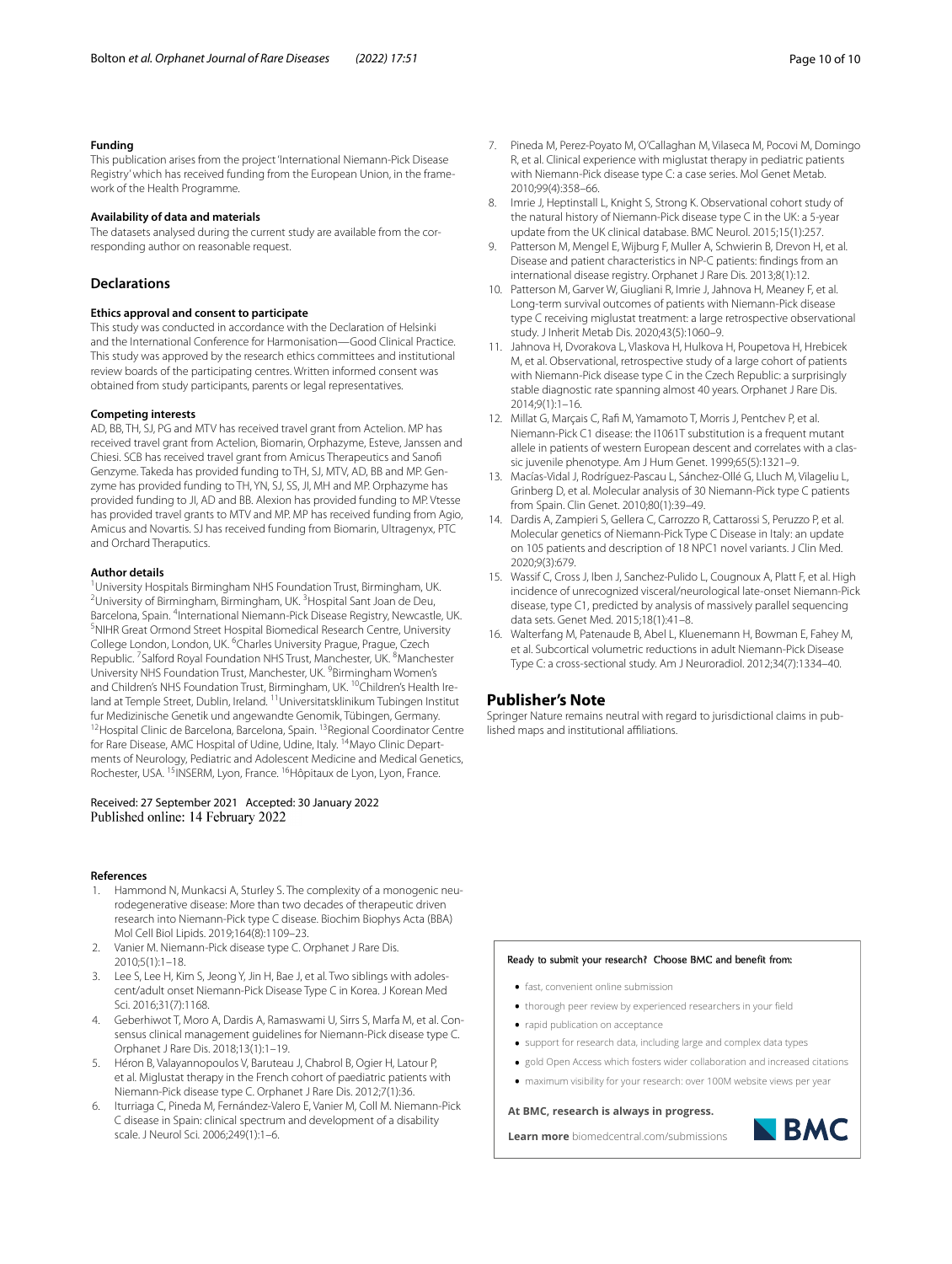#### Funding

This publication arises from the project 'International Niemann-Pick Disease Registry' which has received funding from the European Union, in the framework of the Health Programme.

#### Availability of data and materials

The datasets analysed during the current study are available from the corresponding author on reasonable request.

## Declarations

#### Ethics approval and consent to participate

This study was conducted in accordance with the Declaration of Helsinki and the International Conference for Harmonisation—Good Clinical Practice. This study was approved by the research ethics committees and institutional review boards of the participating centres. Written informed consent was obtained from study participants, parents or legal representatives.

#### Competing interests

AD, BB, TH, SJ, PG and MTV has received travel grant from Actelion. MP has received travel grant from Actelion, Biomarin, Orphazyme, Esteve, Janssen and Chiesi. SCB has received travel grant from Amicus Therapeutics and Sanofi Genzyme. Takeda has provided funding to TH, SJ, MTV, AD, BB and MP. Genzyme has provided funding to TH, YN, SJ, SS, JI, MH and MP. Orphazyme has provided funding to JI, AD and BB. Alexion has provided funding to MP. Vtesse has provided travel grants to MTV and MP. MP has received funding from Agio, Amicus and Novartis. SJ has received funding from Biomarin, Ultragenyx, PTC and Orchard Theraputics.

#### Author details

[1]University Hospitals Birmingham NHS Foundation Trust, Birmingham, UK. [2]University of Birmingham, Birmingham, UK. [3]Hospital Sant Joan de Deu, Barcelona, Spain. [4]International Niemann-Pick Disease Registry, Newcastle, UK. [5]NIHR Great Ormond Street Hospital Biomedical Research Centre, University College London, London, UK. [6]Charles University Prague, Prague, Czech Republic. [7]Salford Royal Foundation NHS Trust, Manchester, UK. [8]Manchester University NHS Foundation Trust, Manchester, UK. [9]Birmingham Women's and Children's NHS Foundation Trust, Birmingham, UK. [10]Children's Health Ireland at Temple Street, Dublin, Ireland. [11]Universitatsklinikum Tubingen Institut fur Medizinische Genetik und angewandte Genomik, Tübingen, Germany. [12]Hospital Clinic de Barcelona, Barcelona, Spain. [13]Regional Coordinator Centre for Rare Disease, AMC Hospital of Udine, Udine, Italy. [14]Mayo Clinic Departments of Neurology, Pediatric and Adolescent Medicine and Medical Genetics, Rochester, USA. [15]INSERM, Lyon, France. [16]Hôpitaux de Lyon, Lyon, France.

Received: 27 September 2021 Accepted: 30 January 2022
Published online: 14 February 2022

#### References

1. Hammond N, Munkacsi A, Sturley S. The complexity of a monogenic neurodegenerative disease: More than two decades of therapeutic driven research into Niemann-Pick type C disease. Biochim Biophys Acta (BBA) Mol Cell Biol Lipids. 2019;164(8):1109–23.
2. Vanier M. Niemann-Pick disease type C. Orphanet J Rare Dis. 2010;5(1):1–18.
3. Lee S, Lee H, Kim S, Jeong Y, Jin H, Bae J, et al. Two siblings with adolescent/adult onset Niemann-Pick Disease Type C in Korea. J Korean Med Sci. 2016;31(7):1168.
4. Geberhiwot T, Moro A, Dardis A, Ramaswami U, Sirrs S, Marfa M, et al. Consensus clinical management guidelines for Niemann-Pick disease type C. Orphanet J Rare Dis. 2018;13(1):1–19.
5. Héron B, Valayannopoulos V, Baruteau J, Chabrol B, Ogier H, Latour P, et al. Miglustat therapy in the French cohort of paediatric patients with Niemann-Pick disease type C. Orphanet J Rare Dis. 2012;7(1):36.
6. Iturriaga C, Pineda M, Fernández-Valero E, Vanier M, Coll M. Niemann-Pick C disease in Spain: clinical spectrum and development of a disability scale. J Neurol Sci. 2006;249(1):1–6.
7. Pineda M, Perez-Poyato M, O'Callaghan M, Vilaseca M, Pocovi M, Domingo R, et al. Clinical experience with miglustat therapy in pediatric patients with Niemann-Pick disease type C: a case series. Mol Genet Metab. 2010;99(4):358–66.
8. Imrie J, Heptinstall L, Knight S, Strong K. Observational cohort study of the natural history of Niemann-Pick disease type C in the UK: a 5-year update from the UK clinical database. BMC Neurol. 2015;15(1):257.
9. Patterson M, Mengel E, Wijburg F, Muller A, Schwierin B, Drevon H, et al. Disease and patient characteristics in NP-C patients: findings from an international disease registry. Orphanet J Rare Dis. 2013;8(1):12.
10. Patterson M, Garver W, Giugliani R, Imrie J, Jahnova H, Meaney F, et al. Long-term survival outcomes of patients with Niemann-Pick disease type C receiving miglustat treatment: a large retrospective observational study. J Inherit Metab Dis. 2020;43(5):1060–9.
11. Jahnova H, Dvorakova L, Vlaskova H, Hulkova H, Poupetova H, Hrebicek M, et al. Observational, retrospective study of a large cohort of patients with Niemann-Pick disease type C in the Czech Republic: a surprisingly stable diagnostic rate spanning almost 40 years. Orphanet J Rare Dis. 2014;9(1):1–16.
12. Millat G, Marçais C, Rafi M, Yamamoto T, Morris J, Pentchev P, et al. Niemann-Pick C1 disease: the I1061T substitution is a frequent mutant allele in patients of western European descent and correlates with a classic juvenile phenotype. Am J Hum Genet. 1999;65(5):1321–9.
13. Macías-Vidal J, Rodríguez-Pascau L, Sánchez-Ollé G, Lluch M, Vilageliu L, Grinberg D, et al. Molecular analysis of 30 Niemann-Pick type C patients from Spain. Clin Genet. 2010;80(1):39–49.
14. Dardis A, Zampieri S, Gellera C, Carrozzo R, Cattarossi S, Peruzzo P, et al. Molecular genetics of Niemann-Pick Type C Disease in Italy: an update on 105 patients and description of 18 NPC1 novel variants. J Clin Med. 2020;9(3):679.
15. Wassif C, Cross J, Iben J, Sanchez-Pulido L, Cougnoux A, Platt F, et al. High incidence of unrecognized visceral/neurological late-onset Niemann-Pick disease, type C1, predicted by analysis of massively parallel sequencing data sets. Genet Med. 2015;18(1):41–8.
16. Walterfang M, Patenaude B, Abel L, Kluenemann H, Bowman E, Fahey M, et al. Subcortical volumetric reductions in adult Niemann-Pick Disease Type C: a cross-sectional study. Am J Neuroradiol. 2012;34(7):1334–40.

## Publisher's Note

Springer Nature remains neutral with regard to jurisdictional claims in published maps and institutional affiliations.

Ready to submit your research? Choose BMC and benefit from:

- fast, convenient online submission
- thorough peer review by experienced researchers in your field
- rapid publication on acceptance
- support for research data, including large and complex data types
- gold Open Access which fosters wider collaboration and increased citations
- maximum visibility for your research: over 100M website views per year

**At BMC, research is always in progress.**

**Learn more** biomedcentral.com/submissions

BMC